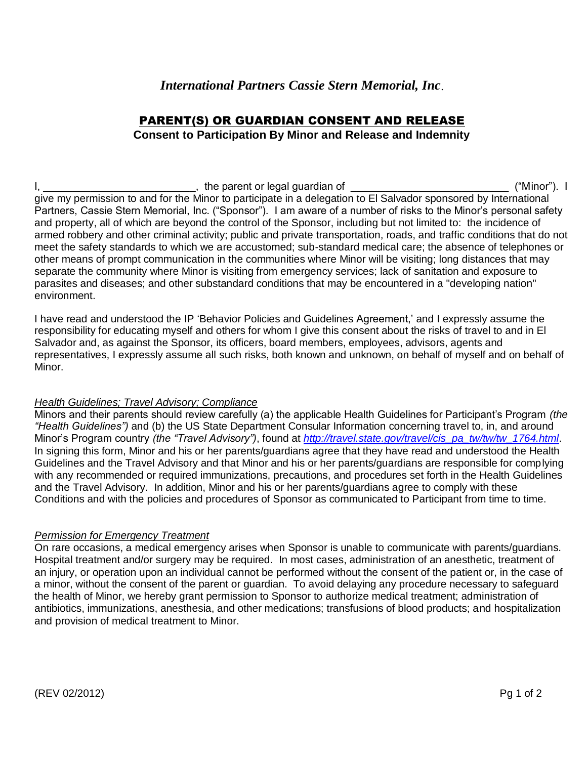*International Partners Cassie Stern Memorial, Inc*.

# PARENT(S) OR GUARDIAN CONSENT AND RELEASE

**Consent to Participation By Minor and Release and Indemnity**

I, ________________________, the parent or legal guardian of ________________________ ("Minor"). I give my permission to and for the Minor to participate in a delegation to El Salvador sponsored by International Partners, Cassie Stern Memorial, Inc. ("Sponsor"). I am aware of a number of risks to the Minor's personal safety and property, all of which are beyond the control of the Sponsor, including but not limited to: the incidence of armed robbery and other criminal activity; public and private transportation, roads, and traffic conditions that do not meet the safety standards to which we are accustomed; sub-standard medical care; the absence of telephones or other means of prompt communication in the communities where Minor will be visiting; long distances that may separate the community where Minor is visiting from emergency services; lack of sanitation and exposure to parasites and diseases; and other substandard conditions that may be encountered in a "developing nation" environment.

I have read and understood the IP 'Behavior Policies and Guidelines Agreement,' and I expressly assume the responsibility for educating myself and others for whom I give this consent about the risks of travel to and in El Salvador and, as against the Sponsor, its officers, board members, employees, advisors, agents and representatives, I expressly assume all such risks, both known and unknown, on behalf of myself and on behalf of Minor.

*Health Guidelines; Travel Advisory; Compliance*

Minors and their parents should review carefully (a) the applicable Health Guidelines for Participant's Program *(the "Health Guidelines")* and (b) the US State Department Consular Information concerning travel to, in, and around Minor's Program country *(the "Travel Advisory")*, found at *http://travel.state.gov/travel/cis_pa_tw/tw/tw_1764.html*. In signing this form, Minor and his or her parents/guardians agree that they have read and understood the Health Guidelines and the Travel Advisory and that Minor and his or her parents/guardians are responsible for complying with any recommended or required immunizations, precautions, and procedures set forth in the Health Guidelines and the Travel Advisory. In addition, Minor and his or her parents/guardians agree to comply with these Conditions and with the policies and procedures of Sponsor as communicated to Participant from time to time.

*Permission for Emergency Treatment*

On rare occasions, a medical emergency arises when Sponsor is unable to communicate with parents/guardians. Hospital treatment and/or surgery may be required. In most cases, administration of an anesthetic, treatment of an injury, or operation upon an individual cannot be performed without the consent of the patient or, in the case of a minor, without the consent of the parent or guardian. To avoid delaying any procedure necessary to safeguard the health of Minor, we hereby grant permission to Sponsor to authorize medical treatment; administration of antibiotics, immunizations, anesthesia, and other medications; transfusions of blood products; and hospitalization and provision of medical treatment to Minor.

(REV 02/2012)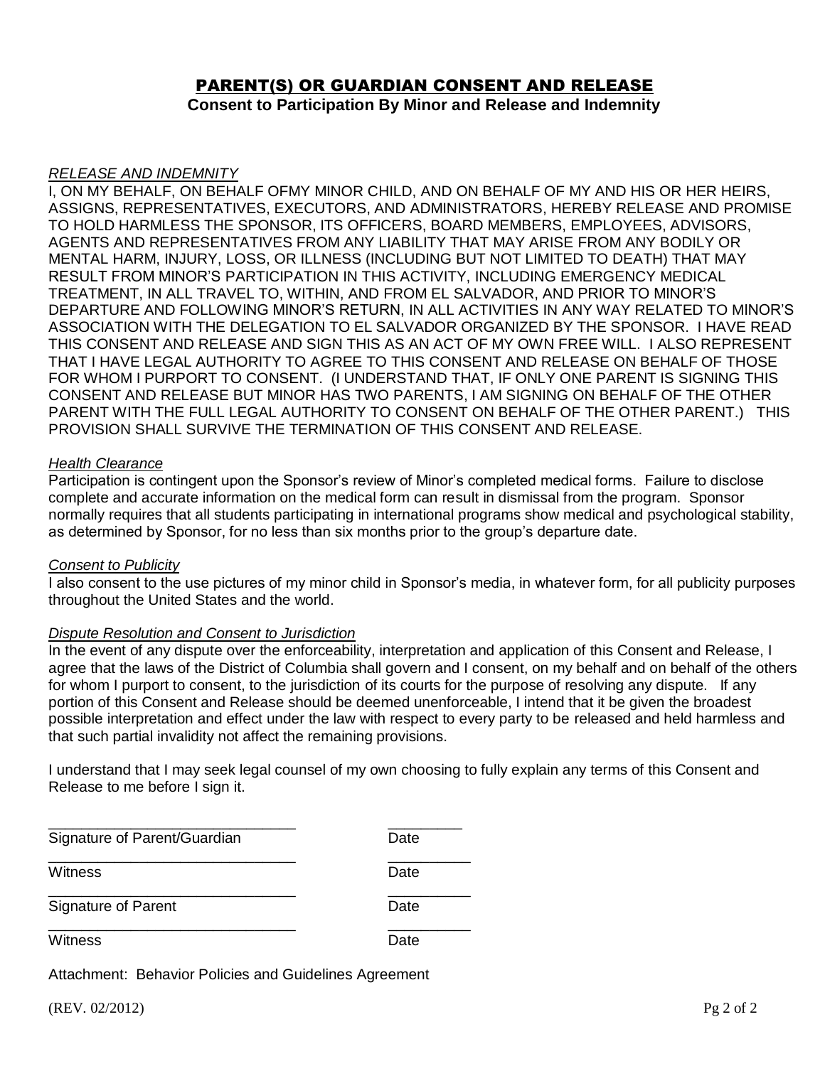# PARENT(S) OR GUARDIAN CONSENT AND RELEASE

**Consent to Participation By Minor and Release and Indemnity**

*RELEASE AND INDEMNITY*

I, ON MY BEHALF, ON BEHALF OFMY MINOR CHILD, AND ON BEHALF OF MY AND HIS OR HER HEIRS, ASSIGNS, REPRESENTATIVES, EXECUTORS, AND ADMINISTRATORS, HEREBY RELEASE AND PROMISE TO HOLD HARMLESS THE SPONSOR, ITS OFFICERS, BOARD MEMBERS, EMPLOYEES, ADVISORS, AGENTS AND REPRESENTATIVES FROM ANY LIABILITY THAT MAY ARISE FROM ANY BODILY OR MENTAL HARM, INJURY, LOSS, OR ILLNESS (INCLUDING BUT NOT LIMITED TO DEATH) THAT MAY RESULT FROM MINOR'S PARTICIPATION IN THIS ACTIVITY, INCLUDING EMERGENCY MEDICAL TREATMENT, IN ALL TRAVEL TO, WITHIN, AND FROM EL SALVADOR, AND PRIOR TO MINOR'S DEPARTURE AND FOLLOWING MINOR'S RETURN, IN ALL ACTIVITIES IN ANY WAY RELATED TO MINOR'S ASSOCIATION WITH THE DELEGATION TO EL SALVADOR ORGANIZED BY THE SPONSOR. I HAVE READ THIS CONSENT AND RELEASE AND SIGN THIS AS AN ACT OF MY OWN FREE WILL. I ALSO REPRESENT THAT I HAVE LEGAL AUTHORITY TO AGREE TO THIS CONSENT AND RELEASE ON BEHALF OF THOSE FOR WHOM I PURPORT TO CONSENT. (I UNDERSTAND THAT, IF ONLY ONE PARENT IS SIGNING THIS CONSENT AND RELEASE BUT MINOR HAS TWO PARENTS, I AM SIGNING ON BEHALF OF THE OTHER PARENT WITH THE FULL LEGAL AUTHORITY TO CONSENT ON BEHALF OF THE OTHER PARENT.) THIS PROVISION SHALL SURVIVE THE TERMINATION OF THIS CONSENT AND RELEASE.

*Health Clearance*

Participation is contingent upon the Sponsor's review of Minor's completed medical forms. Failure to disclose complete and accurate information on the medical form can result in dismissal from the program. Sponsor normally requires that all students participating in international programs show medical and psychological stability, as determined by Sponsor, for no less than six months prior to the group's departure date.

*Consent to Publicity*

I also consent to the use pictures of my minor child in Sponsor's media, in whatever form, for all publicity purposes throughout the United States and the world.

*Dispute Resolution and Consent to Jurisdiction*

In the event of any dispute over the enforceability, interpretation and application of this Consent and Release, I agree that the laws of the District of Columbia shall govern and I consent, on my behalf and on behalf of the others for whom I purport to consent, to the jurisdiction of its courts for the purpose of resolving any dispute. If any portion of this Consent and Release should be deemed unenforceable, I intend that it be given the broadest possible interpretation and effect under the law with respect to every party to be released and held harmless and that such partial invalidity not affect the remaining provisions.

I understand that I may seek legal counsel of my own choosing to fully explain any terms of this Consent and Release to me before I sign it.

\_\_\_\_\_\_\_\_\_\_\_\_\_\_\_\_\_\_\_\_\_\_\_\_\_\_\_\_\_\_ \_\_\_\_\_\_\_\_\_
Signature of Parent/Guardian Date

\_\_\_\_\_\_\_\_\_\_\_\_\_\_\_\_\_\_\_\_\_\_\_\_\_\_\_\_\_\_ \_\_\_\_\_\_\_\_\_\_
Witness Date

\_\_\_\_\_\_\_\_\_\_\_\_\_\_\_\_\_\_\_\_\_\_\_\_\_\_\_\_\_\_ \_\_\_\_\_\_\_\_\_\_
Signature of Parent Date

\_\_\_\_\_\_\_\_\_\_\_\_\_\_\_\_\_\_\_\_\_\_\_\_\_\_\_\_\_\_ \_\_\_\_\_\_\_\_\_\_
Witness Date

Attachment: Behavior Policies and Guidelines Agreement

(REV. 02/2012)